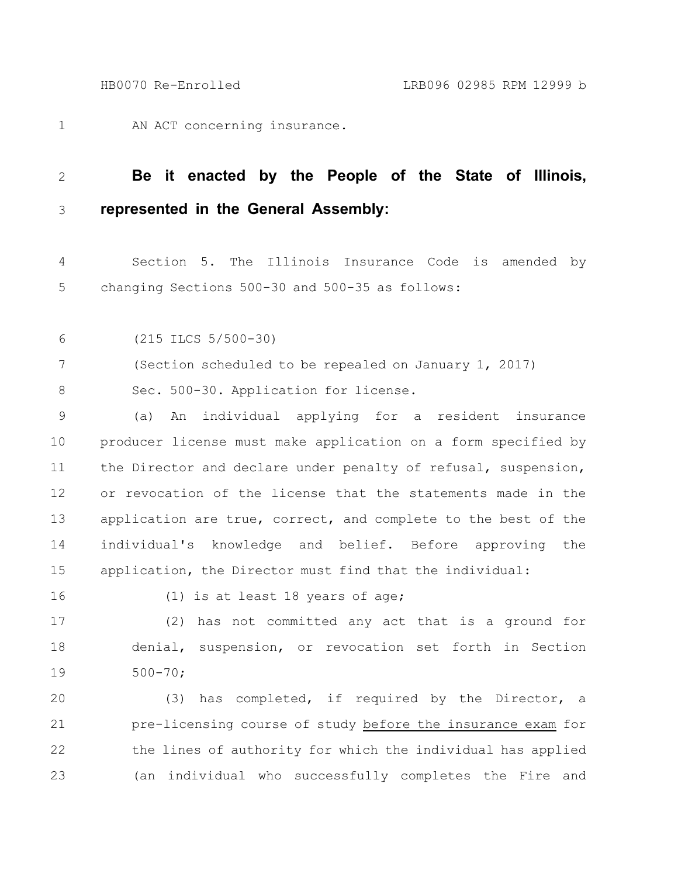AN ACT concerning insurance.

**Be it enacted by the People of the State of Illinois, represented in the General Assembly:**

Section 5. The Illinois Insurance Code is amended by changing Sections 500-30 and 500-35 as follows:

(215 ILCS 5/500-30)

(Section scheduled to be repealed on January 1, 2017)

Sec. 500-30. Application for license.

(a) An individual applying for a resident insurance producer license must make application on a form specified by the Director and declare under penalty of refusal, suspension, or revocation of the license that the statements made in the application are true, correct, and complete to the best of the individual's knowledge and belief. Before approving the application, the Director must find that the individual:

(1) is at least 18 years of age;

(2) has not committed any act that is a ground for denial, suspension, or revocation set forth in Section 500-70;

(3) has completed, if required by the Director, a pre-licensing course of study <u>before the insurance exam</u> for the lines of authority for which the individual has applied (an individual who successfully completes the Fire and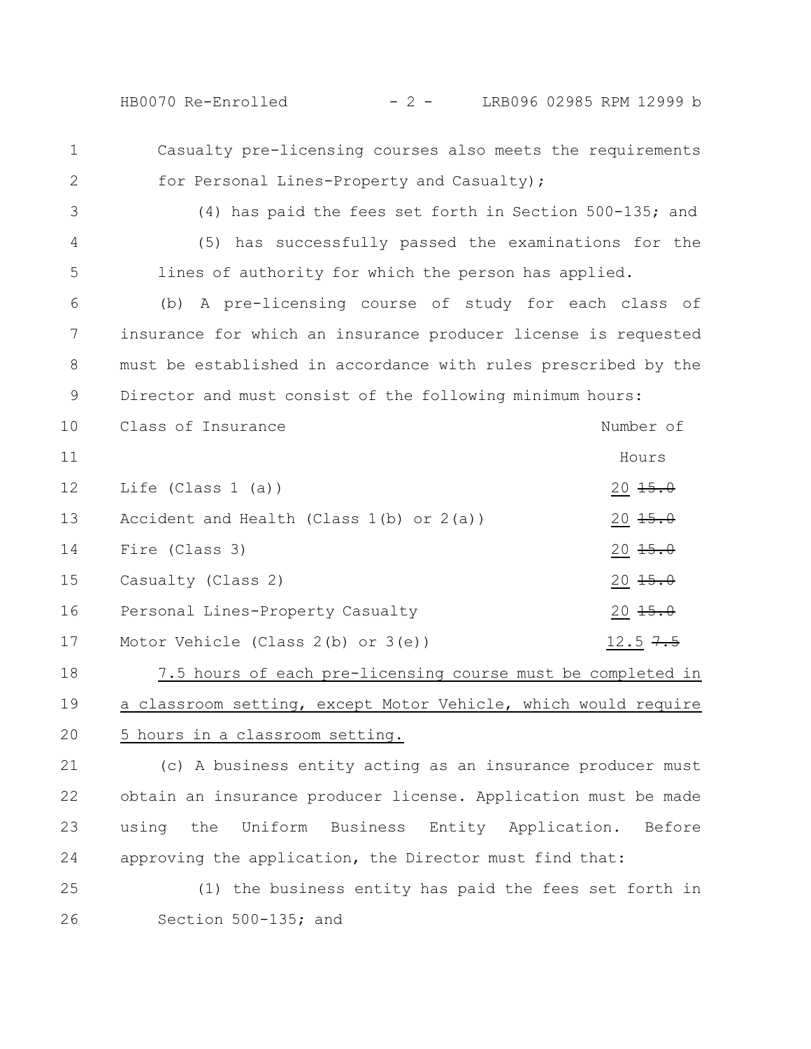Casualty pre-licensing courses also meets the requirements for Personal Lines-Property and Casualty);

(4) has paid the fees set forth in Section 500-135; and

(5) has successfully passed the examinations for the lines of authority for which the person has applied.

(b) A pre-licensing course of study for each class of insurance for which an insurance producer license is requested must be established in accordance with rules prescribed by the Director and must consist of the following minimum hours:

| Class of Insurance | Number of Hours |
|---|---|
| Life (Class 1 (a)) | 20 ~~15.0~~ |
| Accident and Health (Class 1(b) or 2(a)) | 20 ~~15.0~~ |
| Fire (Class 3) | 20 ~~15.0~~ |
| Casualty (Class 2) | 20 ~~15.0~~ |
| Personal Lines-Property Casualty | 20 ~~15.0~~ |
| Motor Vehicle (Class 2(b) or 3(e)) | 12.5 ~~7.5~~ |

7.5 hours of each pre-licensing course must be completed in a classroom setting, except Motor Vehicle, which would require 5 hours in a classroom setting.

(c) A business entity acting as an insurance producer must obtain an insurance producer license. Application must be made using the Uniform Business Entity Application. Before approving the application, the Director must find that:

(1) the business entity has paid the fees set forth in Section 500-135; and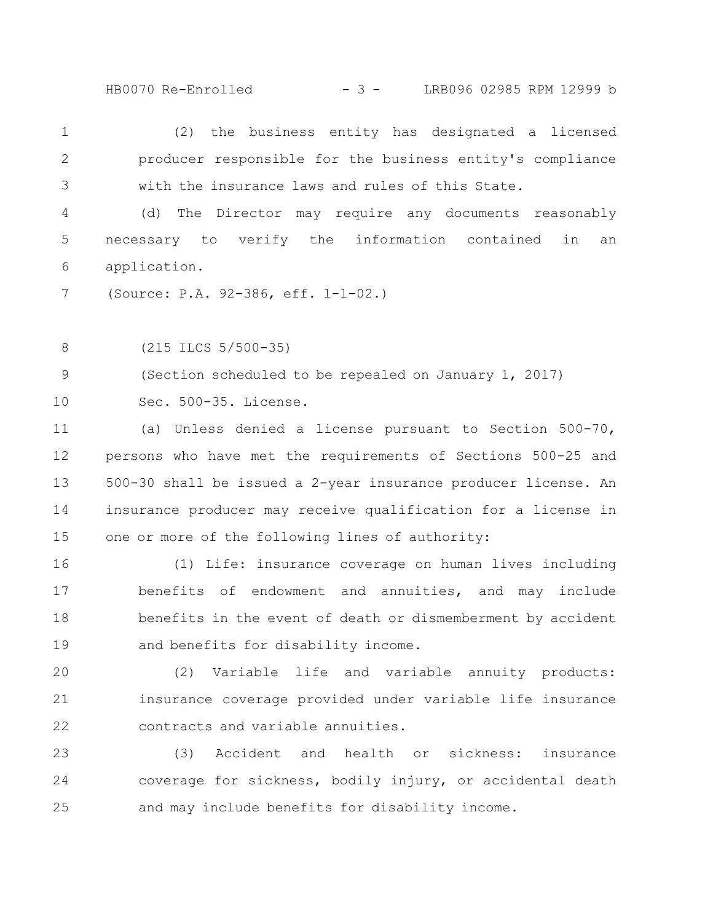(2) the business entity has designated a licensed producer responsible for the business entity's compliance with the insurance laws and rules of this State.

(d) The Director may require any documents reasonably necessary to verify the information contained in an application.

(Source: P.A. 92-386, eff. 1-1-02.)

(215 ILCS 5/500-35)

(Section scheduled to be repealed on January 1, 2017)

Sec. 500-35. License.

(a) Unless denied a license pursuant to Section 500-70, persons who have met the requirements of Sections 500-25 and 500-30 shall be issued a 2-year insurance producer license. An insurance producer may receive qualification for a license in one or more of the following lines of authority:

(1) Life: insurance coverage on human lives including benefits of endowment and annuities, and may include benefits in the event of death or dismemberment by accident and benefits for disability income.

(2) Variable life and variable annuity products: insurance coverage provided under variable life insurance contracts and variable annuities.

(3) Accident and health or sickness: insurance coverage for sickness, bodily injury, or accidental death and may include benefits for disability income.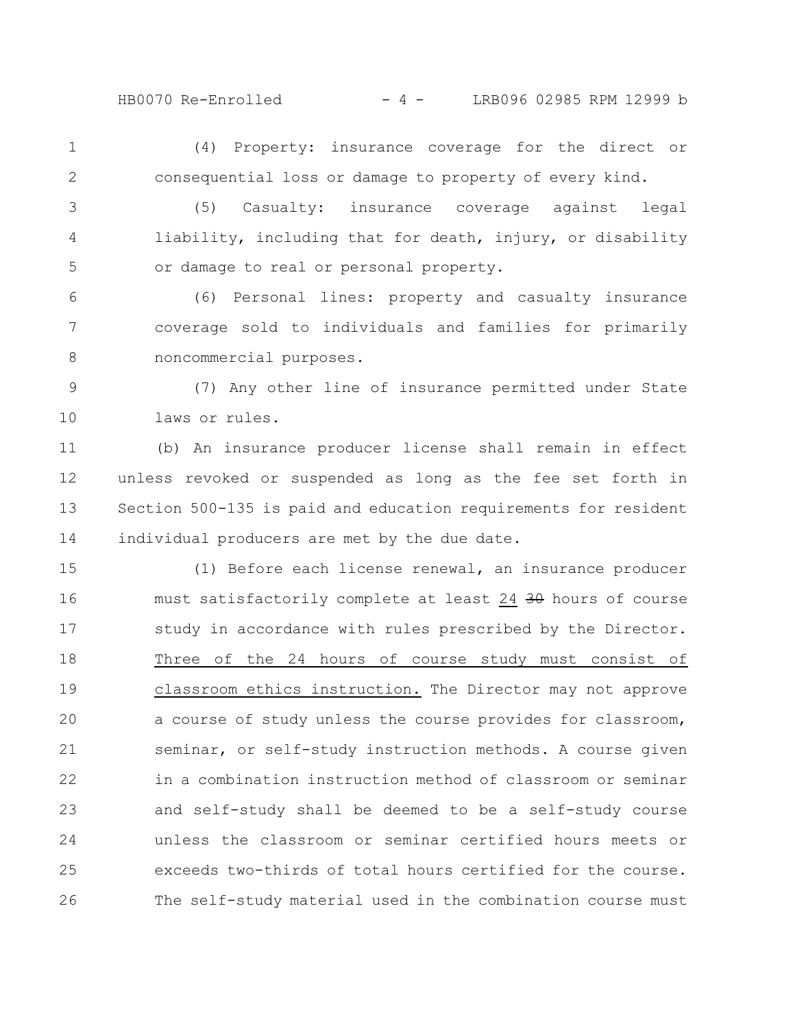(4) Property: insurance coverage for the direct or consequential loss or damage to property of every kind.

(5) Casualty: insurance coverage against legal liability, including that for death, injury, or disability or damage to real or personal property.

(6) Personal lines: property and casualty insurance coverage sold to individuals and families for primarily noncommercial purposes.

(7) Any other line of insurance permitted under State laws or rules.

(b) An insurance producer license shall remain in effect unless revoked or suspended as long as the fee set forth in Section 500-135 is paid and education requirements for resident individual producers are met by the due date.

(1) Before each license renewal, an insurance producer must satisfactorily complete at least <u>24</u> ~~30~~ hours of course study in accordance with rules prescribed by the Director. <u>Three of the 24 hours of course study must consist of classroom ethics instruction.</u> The Director may not approve a course of study unless the course provides for classroom, seminar, or self-study instruction methods. A course given in a combination instruction method of classroom or seminar and self-study shall be deemed to be a self-study course unless the classroom or seminar certified hours meets or exceeds two-thirds of total hours certified for the course. The self-study material used in the combination course must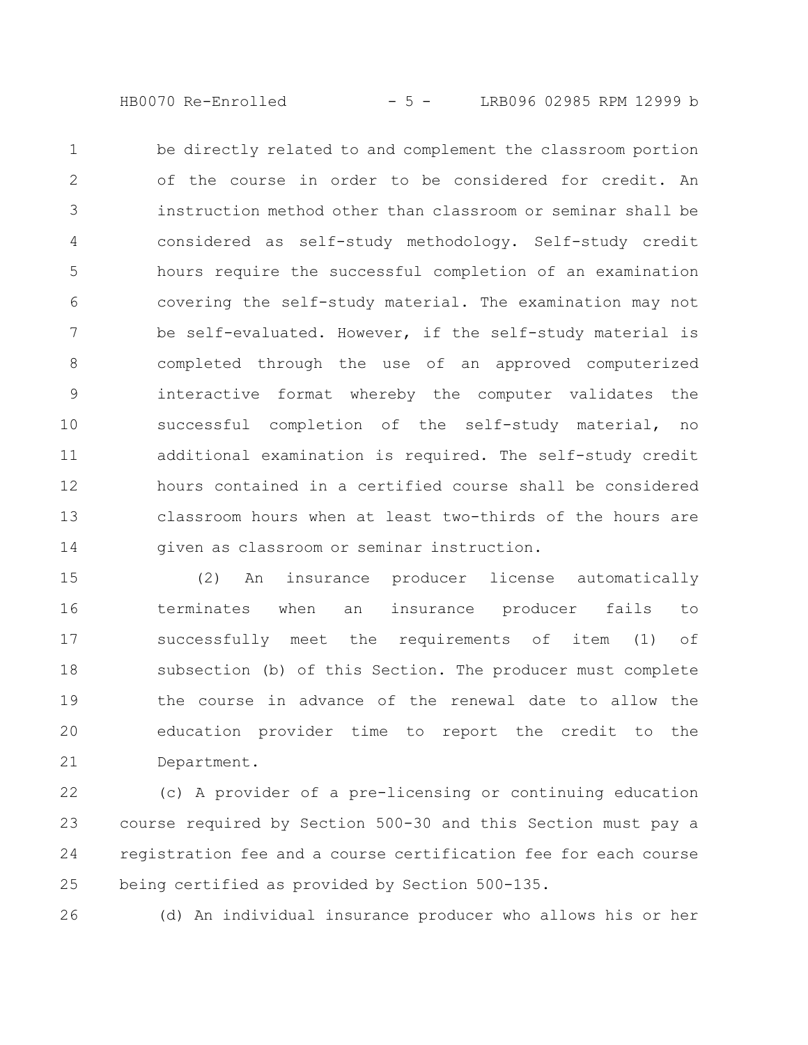be directly related to and complement the classroom portion of the course in order to be considered for credit. An instruction method other than classroom or seminar shall be considered as self-study methodology. Self-study credit hours require the successful completion of an examination covering the self-study material. The examination may not be self-evaluated. However, if the self-study material is completed through the use of an approved computerized interactive format whereby the computer validates the successful completion of the self-study material, no additional examination is required. The self-study credit hours contained in a certified course shall be considered classroom hours when at least two-thirds of the hours are given as classroom or seminar instruction.

(2) An insurance producer license automatically terminates when an insurance producer fails to successfully meet the requirements of item (1) of subsection (b) of this Section. The producer must complete the course in advance of the renewal date to allow the education provider time to report the credit to the Department.

(c) A provider of a pre-licensing or continuing education course required by Section 500-30 and this Section must pay a registration fee and a course certification fee for each course being certified as provided by Section 500-135.

(d) An individual insurance producer who allows his or her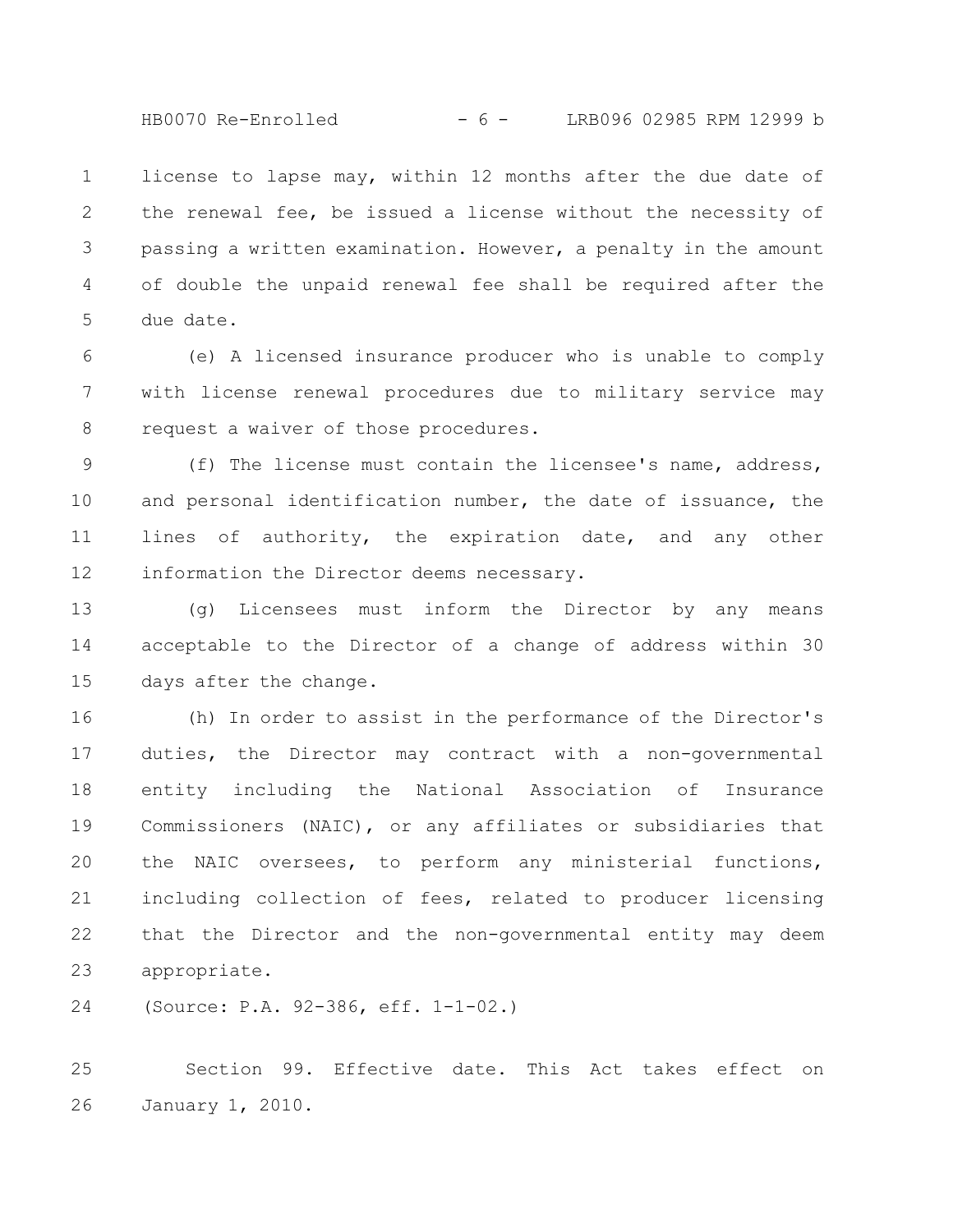license to lapse may, within 12 months after the due date of the renewal fee, be issued a license without the necessity of passing a written examination. However, a penalty in the amount of double the unpaid renewal fee shall be required after the due date.

(e) A licensed insurance producer who is unable to comply with license renewal procedures due to military service may request a waiver of those procedures.

(f) The license must contain the licensee's name, address, and personal identification number, the date of issuance, the lines of authority, the expiration date, and any other information the Director deems necessary.

(g) Licensees must inform the Director by any means acceptable to the Director of a change of address within 30 days after the change.

(h) In order to assist in the performance of the Director's duties, the Director may contract with a non-governmental entity including the National Association of Insurance Commissioners (NAIC), or any affiliates or subsidiaries that the NAIC oversees, to perform any ministerial functions, including collection of fees, related to producer licensing that the Director and the non-governmental entity may deem appropriate.

(Source: P.A. 92-386, eff. 1-1-02.)

Section 99. Effective date. This Act takes effect on January 1, 2010.